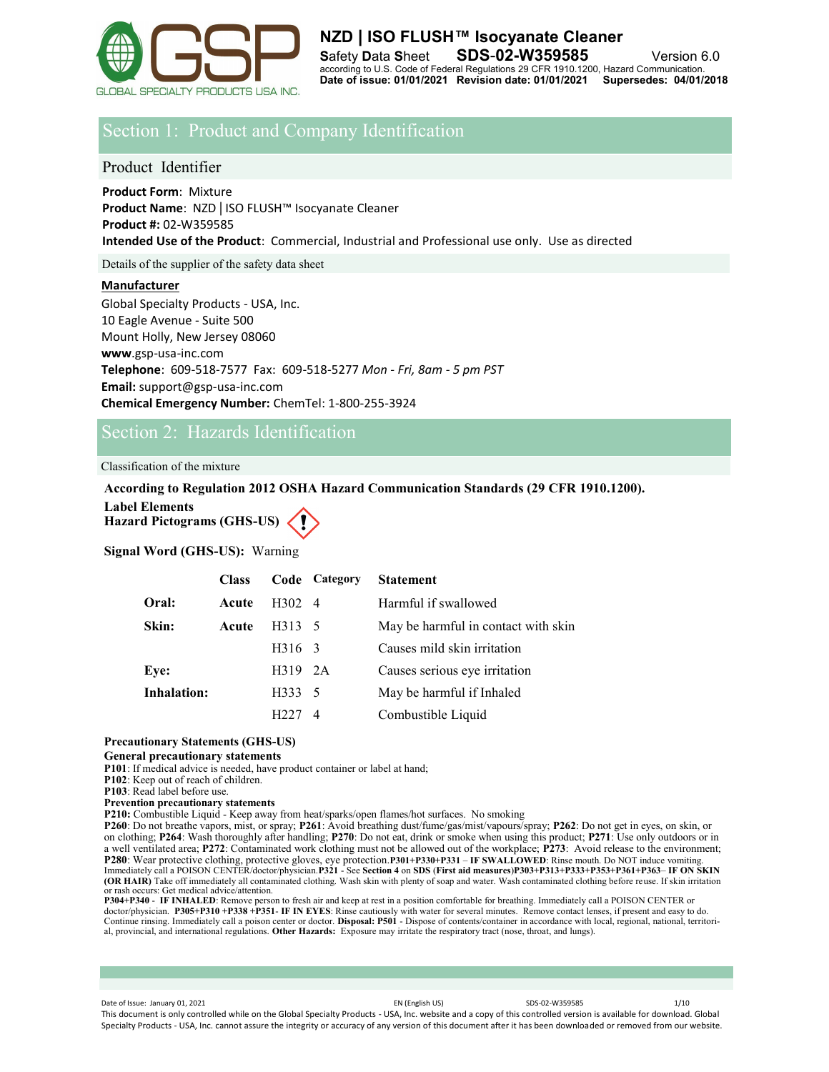# NZD | ISO FLUSH™ Isocyanate Cleaner

**Safety Data Sheet** **SDS-02-W359585** Version 6.0

according to U.S. Code of Federal Regulations 29 CFR 1910.1200, Hazard Communication.

**Date of issue: 01/01/2021 Revision date: 01/01/2021 Supersedes: 04/01/2018**

## Section 1: Product and Company Identification

### Product Identifier

**Product Form**: Mixture
**Product Name**: NZD | ISO FLUSH™ Isocyanate Cleaner
**Product #:** 02-W359585
**Intended Use of the Product**: Commercial, Industrial and Professional use only. Use as directed

### Details of the supplier of the safety data sheet

**Manufacturer**

Global Specialty Products - USA, Inc.
10 Eagle Avenue - Suite 500
Mount Holly, New Jersey 08060
**www**.gsp-usa-inc.com
**Telephone**: 609-518-7577 Fax: 609-518-5277 *Mon - Fri, 8am - 5 pm PST*
**Email:** support@gsp-usa-inc.com
**Chemical Emergency Number:** ChemTel: 1-800-255-3924

## Section 2: Hazards Identification

### Classification of the mixture

**According to Regulation 2012 OSHA Hazard Communication Standards (29 CFR 1910.1200).**

**Label Elements**
**Hazard Pictograms (GHS-US)**

**Signal Word (GHS-US):** Warning

| | Class | Code | Category | Statement |
|---|---|---|---|---|
| **Oral:** | Acute | H302 | 4 | Harmful if swallowed |
| **Skin:** | Acute | H313 | 5 | May be harmful in contact with skin |
| | | H316 | 3 | Causes mild skin irritation |
| **Eye:** | | H319 | 2A | Causes serious eye irritation |
| **Inhalation:** | | H333 | 5 | May be harmful if Inhaled |
| | | H227 | 4 | Combustible Liquid |

**Precautionary Statements (GHS-US)**

**General precautionary statements**

**P101**: If medical advice is needed, have product container or label at hand;
**P102**: Keep out of reach of children.
**P103**: Read label before use.

**Prevention precautionary statements**

**P210:** Combustible Liquid - Keep away from heat/sparks/open flames/hot surfaces. No smoking
**P260**: Do not breathe vapors, mist, or spray; **P261**: Avoid breathing dust/fume/gas/mist/vapours/spray; **P262**: Do not get in eyes, on skin, or on clothing; **P264**: Wash thoroughly after handling; **P270**: Do not eat, drink or smoke when using this product; **P271**: Use only outdoors or in a well ventilated area; **P272**: Contaminated work clothing must not be allowed out of the workplace; **P273**: Avoid release to the environment; **P280**: Wear protective clothing, protective gloves, eye protection.**P301+P330+P331** – **IF SWALLOWED**: Rinse mouth. Do NOT induce vomiting. Immediately call a POISON CENTER/doctor/physician.**P321** - See **Section 4** on **SDS** (**First aid measures**)**P303+P313+P333+P353+P361+P363**– **IF ON SKIN (OR HAIR)** Take off immediately all contaminated clothing. Wash skin with plenty of soap and water. Wash contaminated clothing before reuse. If skin irritation or rash occurs: Get medical advice/attention.
**P304+P340** - **IF INHALED**: Remove person to fresh air and keep at rest in a position comfortable for breathing. Immediately call a POISON CENTER or doctor/physician. **P305+P310 +P338 +P351**- **IF IN EYES**: Rinse cautiously with water for several minutes. Remove contact lenses, if present and easy to do. Continue rinsing. Immediately call a poison center or doctor. **Disposal: P501** - Dispose of contents/container in accordance with local, regional, national, territorial, provincial, and international regulations. **Other Hazards:** Exposure may irritate the respiratory tract (nose, throat, and lungs).

This document is only controlled while on the Global Specialty Products - USA, Inc. website and a copy of this controlled version is available for download. Global Specialty Products - USA, Inc. cannot assure the integrity or accuracy of any version of this document after it has been downloaded or removed from our website.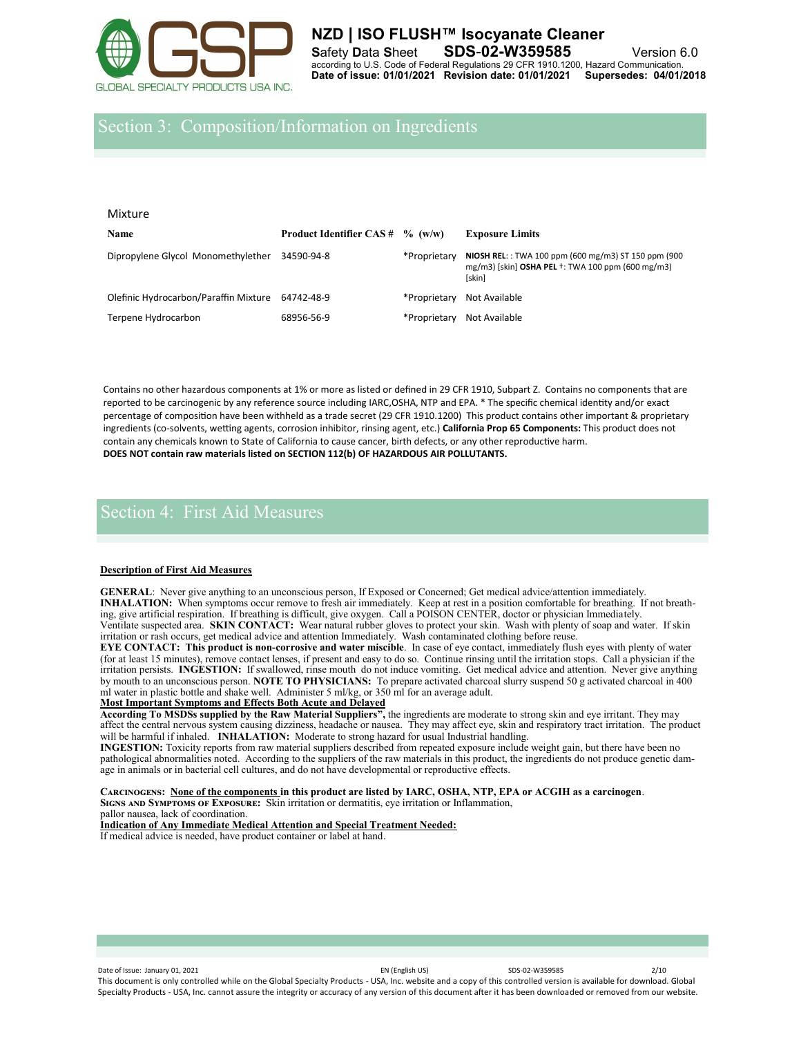## Section 3: Composition/Information on Ingredients

Mixture

| Name | Product Identifier CAS # | % (w/w) | Exposure Limits |
|---|---|---|---|
| Dipropylene Glycol Monomethylether | 34590-94-8 | *Proprietary | **NIOSH REL**: : TWA 100 ppm (600 mg/m3) ST 150 ppm (900 mg/m3) [skin] **OSHA PEL** †: TWA 100 ppm (600 mg/m3) [skin] |
| Olefinic Hydrocarbon/Paraffin Mixture | 64742-48-9 | *Proprietary | Not Available |
| Terpene Hydrocarbon | 68956-56-9 | *Proprietary | Not Available |

Contains no other hazardous components at 1% or more as listed or defined in 29 CFR 1910, Subpart Z. Contains no components that are reported to be carcinogenic by any reference source including IARC,OSHA, NTP and EPA. * The specific chemical identity and/or exact percentage of composition have been withheld as a trade secret (29 CFR 1910.1200) This product contains other important & proprietary ingredients (co-solvents, wetting agents, corrosion inhibitor, rinsing agent, etc.) **California Prop 65 Components:** This product does not contain any chemicals known to State of California to cause cancer, birth defects, or any other reproductive harm.
**DOES NOT contain raw materials listed on SECTION 112(b) OF HAZARDOUS AIR POLLUTANTS.**

## Section 4: First Aid Measures

**Description of First Aid Measures**

**GENERAL**: Never give anything to an unconscious person, If Exposed or Concerned; Get medical advice/attention immediately. **INHALATION:** When symptoms occur remove to fresh air immediately. Keep at rest in a position comfortable for breathing. If not breathing, give artificial respiration. If breathing is difficult, give oxygen. Call a POISON CENTER, doctor or physician Immediately. Ventilate suspected area. **SKIN CONTACT:** Wear natural rubber gloves to protect your skin. Wash with plenty of soap and water. If skin irritation or rash occurs, get medical advice and attention Immediately. Wash contaminated clothing before reuse.
**EYE CONTACT: This product is non-corrosive and water miscible**. In case of eye contact, immediately flush eyes with plenty of water (for at least 15 minutes), remove contact lenses, if present and easy to do so. Continue rinsing until the irritation stops. Call a physician if the irritation persists. **INGESTION:** If swallowed, rinse mouth do not induce vomiting. Get medical advice and attention. Never give anything by mouth to an unconscious person. **NOTE TO PHYSICIANS:** To prepare activated charcoal slurry suspend 50 g activated charcoal in 400 ml water in plastic bottle and shake well. Administer 5 ml/kg, or 350 ml for an average adult.

**Most Important Symptoms and Effects Both Acute and Delayed**

**According To MSDSs supplied by the Raw Material Suppliers",** the ingredients are moderate to strong skin and eye irritant. They may affect the central nervous system causing dizziness, headache or nausea. They may affect eye, skin and respiratory tract irritation. The product will be harmful if inhaled. **INHALATION:** Moderate to strong hazard for usual Industrial handling.
**INGESTION:** Toxicity reports from raw material suppliers described from repeated exposure include weight gain, but there have been no pathological abnormalities noted. According to the suppliers of the raw materials in this product, the ingredients do not produce genetic damage in animals or in bacterial cell cultures, and do not have developmental or reproductive effects.

**Carcinogens:** **None of the components in this product are listed by IARC, OSHA, NTP, EPA or ACGIH as a carcinogen**.
**Signs and Symptoms of Exposure:** Skin irritation or dermatitis, eye irritation or Inflammation, pallor nausea, lack of coordination.

**Indication of Any Immediate Medical Attention and Special Treatment Needed:**

If medical advice is needed, have product container or label at hand.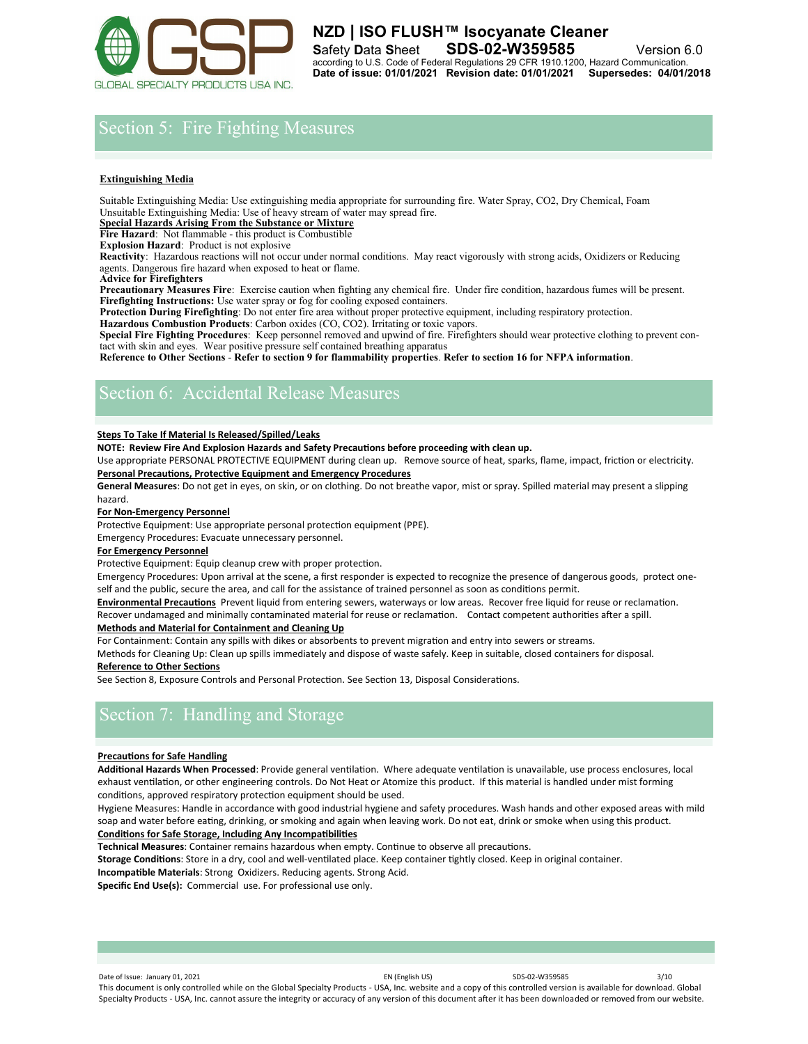## Section 5: Fire Fighting Measures

**Extinguishing Media**

Suitable Extinguishing Media: Use extinguishing media appropriate for surrounding fire. Water Spray, CO2, Dry Chemical, Foam
Unsuitable Extinguishing Media: Use of heavy stream of water may spread fire.

**Special Hazards Arising From the Substance or Mixture**

**Fire Hazard**: Not flammable - this product is Combustible

**Explosion Hazard**: Product is not explosive

**Reactivity**: Hazardous reactions will not occur under normal conditions. May react vigorously with strong acids, Oxidizers or Reducing agents. Dangerous fire hazard when exposed to heat or flame.

**Advice for Firefighters**

**Precautionary Measures Fire**: Exercise caution when fighting any chemical fire. Under fire condition, hazardous fumes will be present.

**Firefighting Instructions:** Use water spray or fog for cooling exposed containers.

**Protection During Firefighting**: Do not enter fire area without proper protective equipment, including respiratory protection.

**Hazardous Combustion Products**: Carbon oxides (CO, $CO_2$). Irritating or toxic vapors.

**Special Fire Fighting Procedures**: Keep personnel removed and upwind of fire. Firefighters should wear protective clothing to prevent contact with skin and eyes. Wear positive pressure self contained breathing apparatus

**Reference to Other Sections - Refer to section 9 for flammability properties**. **Refer to section 16 for NFPA information**.

## Section 6: Accidental Release Measures

**Steps To Take If Material Is Released/Spilled/Leaks**

**NOTE: Review Fire And Explosion Hazards and Safety Precautions before proceeding with clean up.**

Use appropriate PERSONAL PROTECTIVE EQUIPMENT during clean up. Remove source of heat, sparks, flame, impact, friction or electricity.

**Personal Precautions, Protective Equipment and Emergency Procedures**

**General Measures**: Do not get in eyes, on skin, or on clothing. Do not breathe vapor, mist or spray. Spilled material may present a slipping hazard.

**For Non-Emergency Personnel**

Protective Equipment: Use appropriate personal protection equipment (PPE).

Emergency Procedures: Evacuate unnecessary personnel.

**For Emergency Personnel**

Protective Equipment: Equip cleanup crew with proper protection.

Emergency Procedures: Upon arrival at the scene, a first responder is expected to recognize the presence of dangerous goods, protect oneself and the public, secure the area, and call for the assistance of trained personnel as soon as conditions permit.

**Environmental Precautions** Prevent liquid from entering sewers, waterways or low areas. Recover free liquid for reuse or reclamation. Recover undamaged and minimally contaminated material for reuse or reclamation. Contact competent authorities after a spill.

**Methods and Material for Containment and Cleaning Up**

For Containment: Contain any spills with dikes or absorbents to prevent migration and entry into sewers or streams.

Methods for Cleaning Up: Clean up spills immediately and dispose of waste safely. Keep in suitable, closed containers for disposal.

**Reference to Other Sections**

See Section 8, Exposure Controls and Personal Protection. See Section 13, Disposal Considerations.

## Section 7: Handling and Storage

**Precautions for Safe Handling**

**Additional Hazards When Processed**: Provide general ventilation. Where adequate ventilation is unavailable, use process enclosures, local exhaust ventilation, or other engineering controls. Do Not Heat or Atomize this product. If this material is handled under mist forming conditions, approved respiratory protection equipment should be used.

Hygiene Measures: Handle in accordance with good industrial hygiene and safety procedures. Wash hands and other exposed areas with mild soap and water before eating, drinking, or smoking and again when leaving work. Do not eat, drink or smoke when using this product.

**Conditions for Safe Storage, Including Any Incompatibilities**

**Technical Measures**: Container remains hazardous when empty. Continue to observe all precautions.

**Storage Conditions**: Store in a dry, cool and well-ventilated place. Keep container tightly closed. Keep in original container.

**Incompatible Materials**: Strong Oxidizers. Reducing agents. Strong Acid.

**Specific End Use(s):** Commercial use. For professional use only.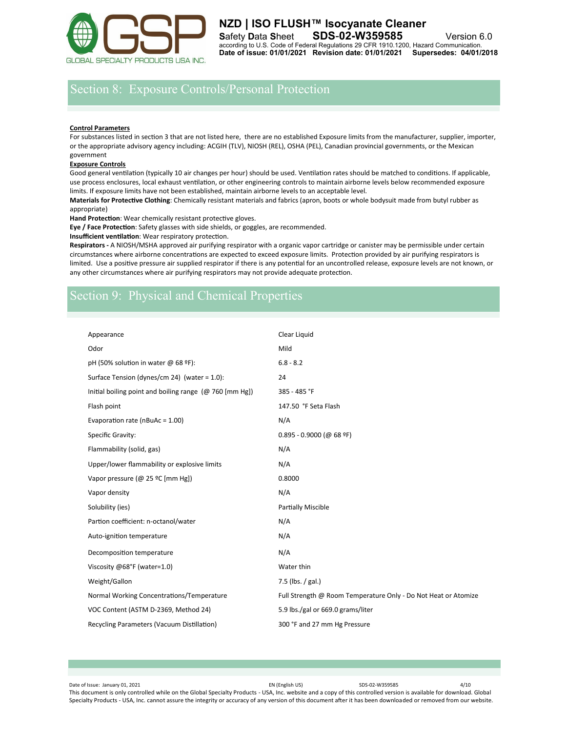## Section 8: Exposure Controls/Personal Protection

**Control Parameters**

For substances listed in section 3 that are not listed here, there are no established Exposure limits from the manufacturer, supplier, importer, or the appropriate advisory agency including: ACGIH (TLV), NIOSH (REL), OSHA (PEL), Canadian provincial governments, or the Mexican government

**Exposure Controls**

Good general ventilation (typically 10 air changes per hour) should be used. Ventilation rates should be matched to conditions. If applicable, use process enclosures, local exhaust ventilation, or other engineering controls to maintain airborne levels below recommended exposure limits. If exposure limits have not been established, maintain airborne levels to an acceptable level.

**Materials for Protective Clothing**: Chemically resistant materials and fabrics (apron, boots or whole bodysuit made from butyl rubber as appropriate)

**Hand Protection**: Wear chemically resistant protective gloves.

**Eye / Face Protection**: Safety glasses with side shields, or goggles, are recommended.

**Insufficient ventilation**: Wear respiratory protection.

**Respirators -** A NIOSH/MSHA approved air purifying respirator with a organic vapor cartridge or canister may be permissible under certain circumstances where airborne concentrations are expected to exceed exposure limits. Protection provided by air purifying respirators is limited. Use a positive pressure air supplied respirator if there is any potential for an uncontrolled release, exposure levels are not known, or any other circumstances where air purifying respirators may not provide adequate protection.

## Section 9: Physical and Chemical Properties

| | |
|---|---|
| Appearance | Clear Liquid |
| Odor | Mild |
| pH (50% solution in water @ 68 ºF): | 6.8 - 8.2 |
| Surface Tension (dynes/cm 24) (water = 1.0): | 24 |
| Initial boiling point and boiling range (@ 760 [mm Hg]) | 385 - 485 °F |
| Flash point | 147.50 °F Seta Flash |
| Evaporation rate (nBuAc = 1.00) | N/A |
| Specific Gravity: | 0.895 - 0.9000 (@ 68 ºF) |
| Flammability (solid, gas) | N/A |
| Upper/lower flammability or explosive limits | N/A |
| Vapor pressure (@ 25 ºC [mm Hg]) | 0.8000 |
| Vapor density | N/A |
| Solubility (ies) | Partially Miscible |
| Partion coefficient: n-octanol/water | N/A |
| Auto-ignition temperature | N/A |
| Decomposition temperature | N/A |
| Viscosity @68°F (water=1.0) | Water thin |
| Weight/Gallon | 7.5 (lbs. / gal.) |
| Normal Working Concentrations/Temperature | Full Strength @ Room Temperature Only - Do Not Heat or Atomize |
| VOC Content (ASTM D-2369, Method 24) | 5.9 lbs./gal or 669.0 grams/liter |
| Recycling Parameters (Vacuum Distillation) | 300 °F and 27 mm Hg Pressure |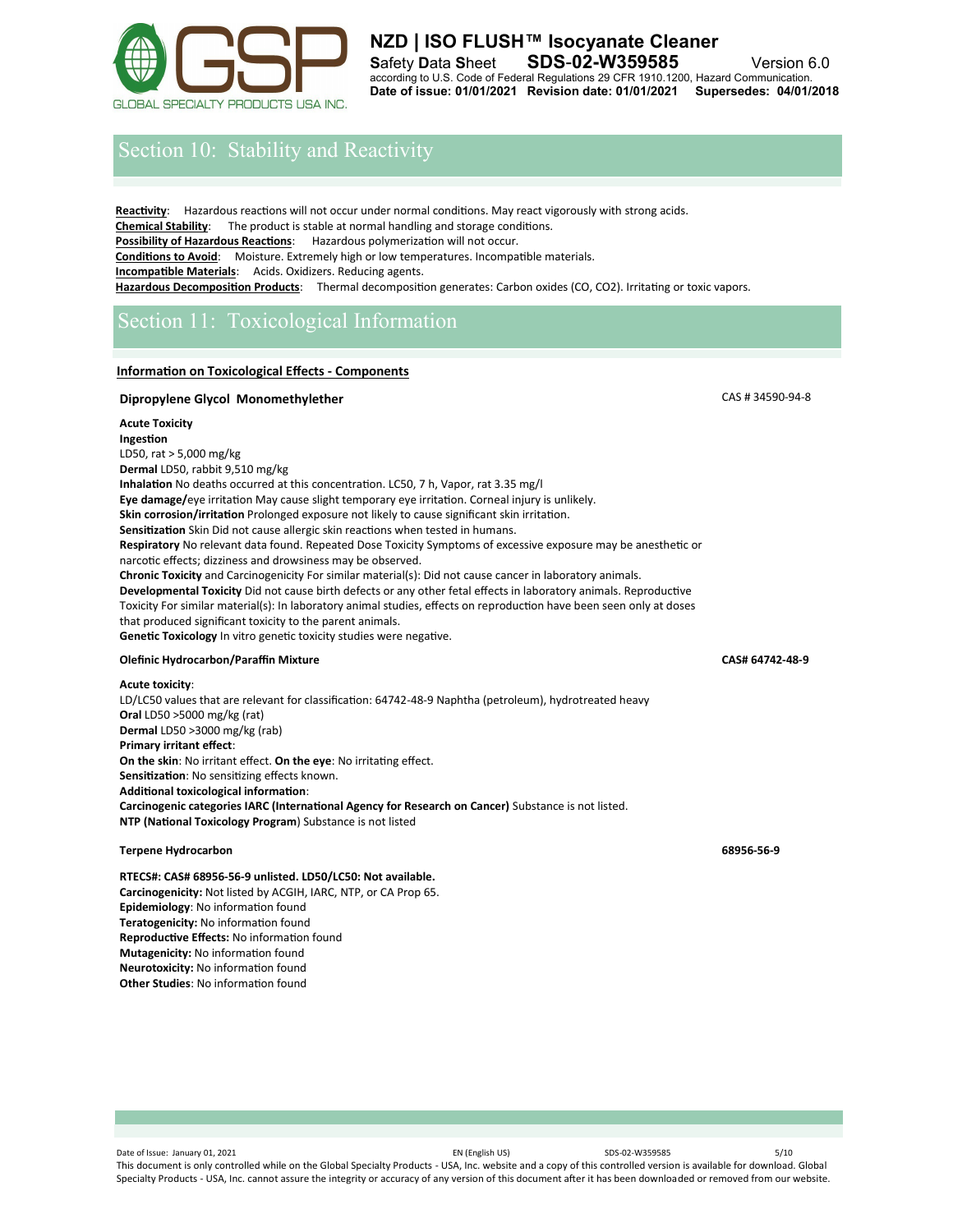## Section 10: Stability and Reactivity

**Reactivity**: Hazardous reactions will not occur under normal conditions. May react vigorously with strong acids.
**Chemical Stability**: The product is stable at normal handling and storage conditions.
**Possibility of Hazardous Reactions**: Hazardous polymerization will not occur.
**Conditions to Avoid**: Moisture. Extremely high or low temperatures. Incompatible materials.
**Incompatible Materials**: Acids. Oxidizers. Reducing agents.
**Hazardous Decomposition Products**: Thermal decomposition generates: Carbon oxides (CO, $CO_2$). Irritating or toxic vapors.

## Section 11: Toxicological Information

**Information on Toxicological Effects - Components**

### Dipropylene Glycol Monomethylether

CAS # 34590-94-8

**Acute Toxicity**
**Ingestion**
LD50, rat > 5,000 mg/kg
**Dermal** LD50, rabbit 9,510 mg/kg
**Inhalation** No deaths occurred at this concentration. LC50, 7 h, Vapor, rat 3.35 mg/l
**Eye damage/**eye irritation May cause slight temporary eye irritation. Corneal injury is unlikely.
**Skin corrosion/irritation** Prolonged exposure not likely to cause significant skin irritation.
**Sensitization** Skin Did not cause allergic skin reactions when tested in humans.
**Respiratory** No relevant data found. Repeated Dose Toxicity Symptoms of excessive exposure may be anesthetic or narcotic effects; dizziness and drowsiness may be observed.
**Chronic Toxicity** and Carcinogenicity For similar material(s): Did not cause cancer in laboratory animals.
**Developmental Toxicity** Did not cause birth defects or any other fetal effects in laboratory animals. Reproductive Toxicity For similar material(s): In laboratory animal studies, effects on reproduction have been seen only at doses that produced significant toxicity to the parent animals.
**Genetic Toxicology** In vitro genetic toxicity studies were negative.

### Olefinic Hydrocarbon/Paraffin Mixture

**CAS# 64742-48-9**

**Acute toxicity**:
LD/LC50 values that are relevant for classification: 64742-48-9 Naphtha (petroleum), hydrotreated heavy
**Oral** LD50 >5000 mg/kg (rat)
**Dermal** LD50 >3000 mg/kg (rab)
**Primary irritant effect**:
**On the skin**: No irritant effect. **On the eye**: No irritating effect.
**Sensitization**: No sensitizing effects known.
**Additional toxicological information**:
**Carcinogenic categories IARC (International Agency for Research on Cancer)** Substance is not listed.
**NTP (National Toxicology Program)** Substance is not listed

### Terpene Hydrocarbon

**68956-56-9**

**RTECS#: CAS# 68956-56-9 unlisted. LD50/LC50: Not available.**
**Carcinogenicity:** Not listed by ACGIH, IARC, NTP, or CA Prop 65.
**Epidemiology**: No information found
**Teratogenicity:** No information found
**Reproductive Effects:** No information found
**Mutagenicity:** No information found
**Neurotoxicity:** No information found
**Other Studies**: No information found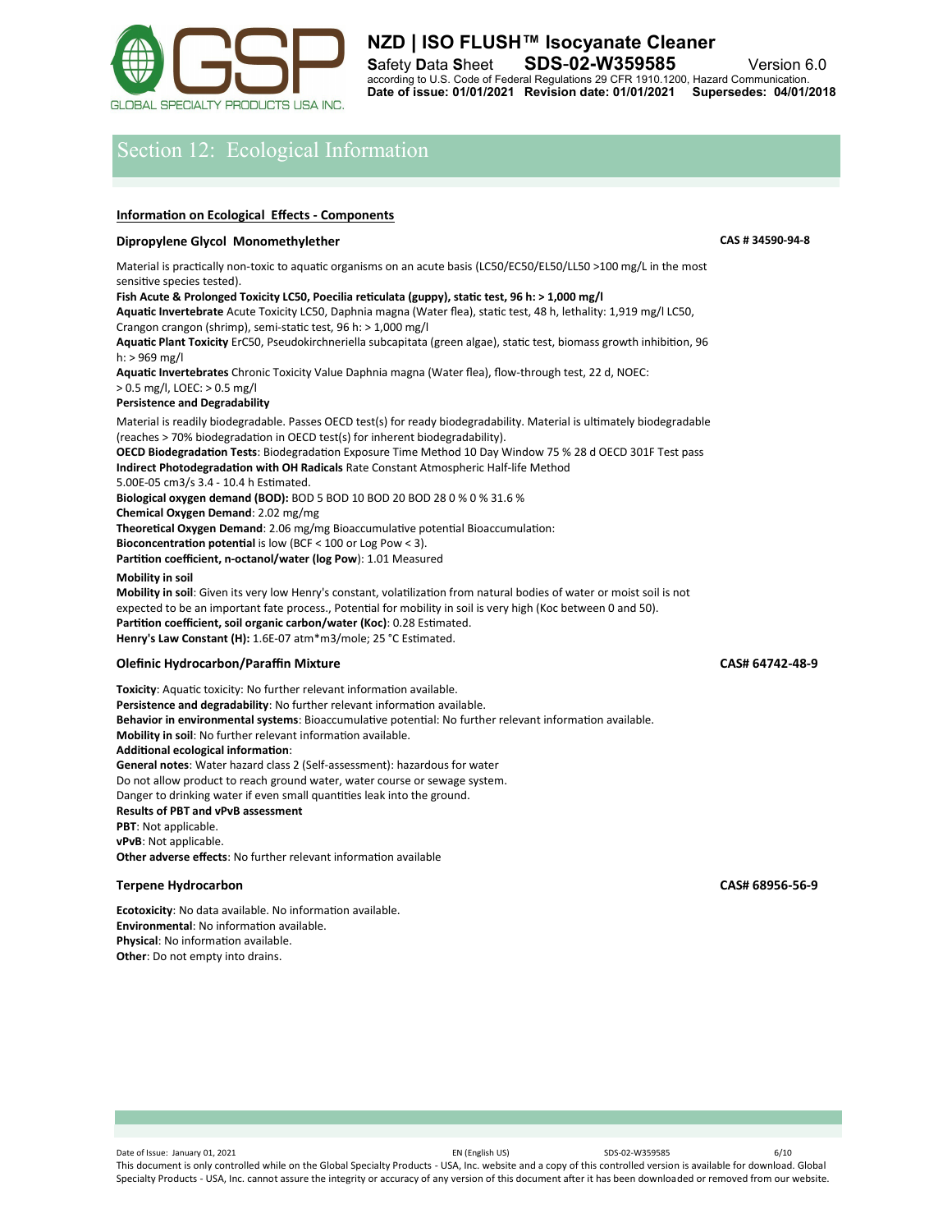## Section 12: Ecological Information

**Information on Ecological Effects - Components**

### Dipropylene Glycol Monomethylether

**CAS # 34590-94-8**

Material is practically non-toxic to aquatic organisms on an acute basis (LC50/EC50/EL50/LL50 >100 mg/L in the most sensitive species tested).

**Fish Acute & Prolonged Toxicity LC50, Poecilia reticulata (guppy), static test, 96 h: > 1,000 mg/l**

**Aquatic Invertebrate** Acute Toxicity LC50, Daphnia magna (Water flea), static test, 48 h, lethality: 1,919 mg/l LC50, Crangon crangon (shrimp), semi-static test, 96 h: > 1,000 mg/l

**Aquatic Plant Toxicity** ErC50, Pseudokirchneriella subcapitata (green algae), static test, biomass growth inhibition, 96 h: > 969 mg/l

**Aquatic Invertebrates** Chronic Toxicity Value Daphnia magna (Water flea), flow-through test, 22 d, NOEC: > 0.5 mg/l, LOEC: > 0.5 mg/l

**Persistence and Degradability**

Material is readily biodegradable. Passes OECD test(s) for ready biodegradability. Material is ultimately biodegradable (reaches > 70% biodegradation in OECD test(s) for inherent biodegradability).

**OECD Biodegradation Tests**: Biodegradation Exposure Time Method 10 Day Window 75 % 28 d OECD 301F Test pass

**Indirect Photodegradation with OH Radicals** Rate Constant Atmospheric Half-life Method 5.00E-05 cm3/s 3.4 - 10.4 h Estimated.

**Biological oxygen demand (BOD):** BOD 5 BOD 10 BOD 20 BOD 28 0 % 0 % 31.6 %

**Chemical Oxygen Demand**: 2.02 mg/mg

**Theoretical Oxygen Demand**: 2.06 mg/mg Bioaccumulative potential Bioaccumulation:

**Bioconcentration potential** is low (BCF < 100 or Log Pow < 3).

**Partition coefficient, n-octanol/water (log Pow)**: 1.01 Measured

**Mobility in soil**

**Mobility in soil**: Given its very low Henry's constant, volatilization from natural bodies of water or moist soil is not expected to be an important fate process., Potential for mobility in soil is very high (Koc between 0 and 50).

**Partition coefficient, soil organic carbon/water (Koc)**: 0.28 Estimated.

**Henry's Law Constant (H):** 1.6E-07 atm*m3/mole; 25 °C Estimated.

### Olefinic Hydrocarbon/Paraffin Mixture

**CAS# 64742-48-9**

**Toxicity**: Aquatic toxicity: No further relevant information available.

**Persistence and degradability**: No further relevant information available.

**Behavior in environmental systems**: Bioaccumulative potential: No further relevant information available.

**Mobility in soil**: No further relevant information available.

**Additional ecological information**:

**General notes**: Water hazard class 2 (Self-assessment): hazardous for water

Do not allow product to reach ground water, water course or sewage system.

Danger to drinking water if even small quantities leak into the ground.

**Results of PBT and vPvB assessment**

**PBT**: Not applicable.

**vPvB**: Not applicable.

**Other adverse effects**: No further relevant information available

### Terpene Hydrocarbon

**CAS# 68956-56-9**

**Ecotoxicity**: No data available. No information available.

**Environmental**: No information available.

**Physical**: No information available.

**Other**: Do not empty into drains.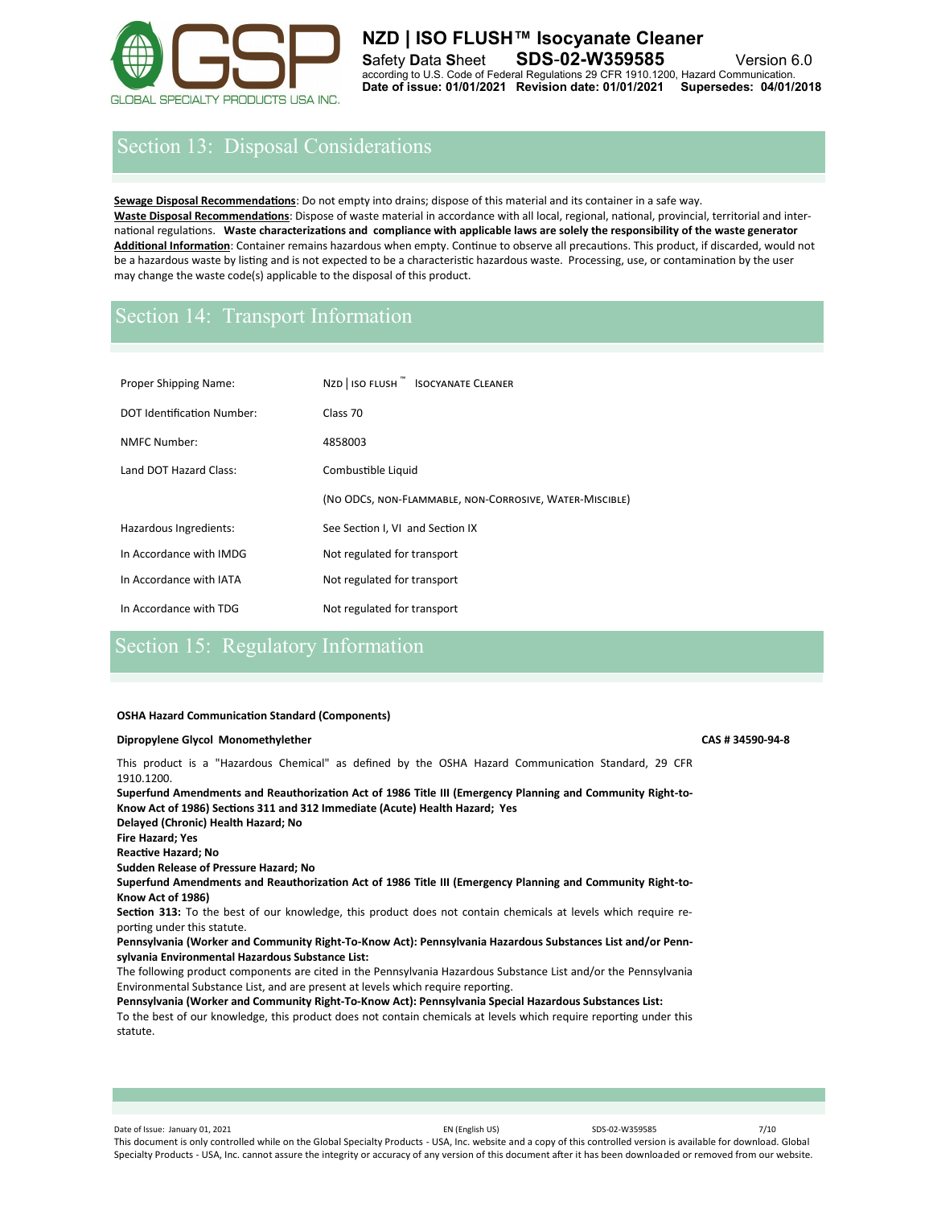## Section 13: Disposal Considerations

**Sewage Disposal Recommendations**: Do not empty into drains; dispose of this material and its container in a safe way.
**Waste Disposal Recommendations**: Dispose of waste material in accordance with all local, regional, national, provincial, territorial and international regulations. **Waste characterizations and compliance with applicable laws are solely the responsibility of the waste generator**
**Additional Information**: Container remains hazardous when empty. Continue to observe all precautions. This product, if discarded, would not be a hazardous waste by listing and is not expected to be a characteristic hazardous waste. Processing, use, or contamination by the user may change the waste code(s) applicable to the disposal of this product.

## Section 14: Transport Information

| | |
|---|---|
| Proper Shipping Name: | NZD \| ISO FLUSH™ ISOCYANATE CLEANER |
| DOT Identification Number: | Class 70 |
| NMFC Number: | 4858003 |
| Land DOT Hazard Class: | Combustible Liquid |
| | (NO ODCS, NON-FLAMMABLE, NON-CORROSIVE, WATER-MISCIBLE) |
| Hazardous Ingredients: | See Section I, VI and Section IX |
| In Accordance with IMDG | Not regulated for transport |
| In Accordance with IATA | Not regulated for transport |
| In Accordance with TDG | Not regulated for transport |

## Section 15: Regulatory Information

**OSHA Hazard Communication Standard (Components)**

**Dipropylene Glycol Monomethylether** **CAS # 34590-94-8**

This product is a "Hazardous Chemical" as defined by the OSHA Hazard Communication Standard, 29 CFR 1910.1200.
**Superfund Amendments and Reauthorization Act of 1986 Title III (Emergency Planning and Community Right-to-Know Act of 1986) Sections 311 and 312 Immediate (Acute) Health Hazard; Yes**
**Delayed (Chronic) Health Hazard; No**
**Fire Hazard; Yes**
**Reactive Hazard; No**
**Sudden Release of Pressure Hazard; No**
**Superfund Amendments and Reauthorization Act of 1986 Title III (Emergency Planning and Community Right-to-Know Act of 1986)**
**Section 313:** To the best of our knowledge, this product does not contain chemicals at levels which require reporting under this statute.
**Pennsylvania (Worker and Community Right-To-Know Act): Pennsylvania Hazardous Substances List and/or Pennsylvania Environmental Hazardous Substance List:**
The following product components are cited in the Pennsylvania Hazardous Substance List and/or the Pennsylvania Environmental Substance List, and are present at levels which require reporting.
**Pennsylvania (Worker and Community Right-To-Know Act): Pennsylvania Special Hazardous Substances List:**
To the best of our knowledge, this product does not contain chemicals at levels which require reporting under this statute.

This document is only controlled while on the Global Specialty Products - USA, Inc. website and a copy of this controlled version is available for download. Global Specialty Products - USA, Inc. cannot assure the integrity or accuracy of any version of this document after it has been downloaded or removed from our website.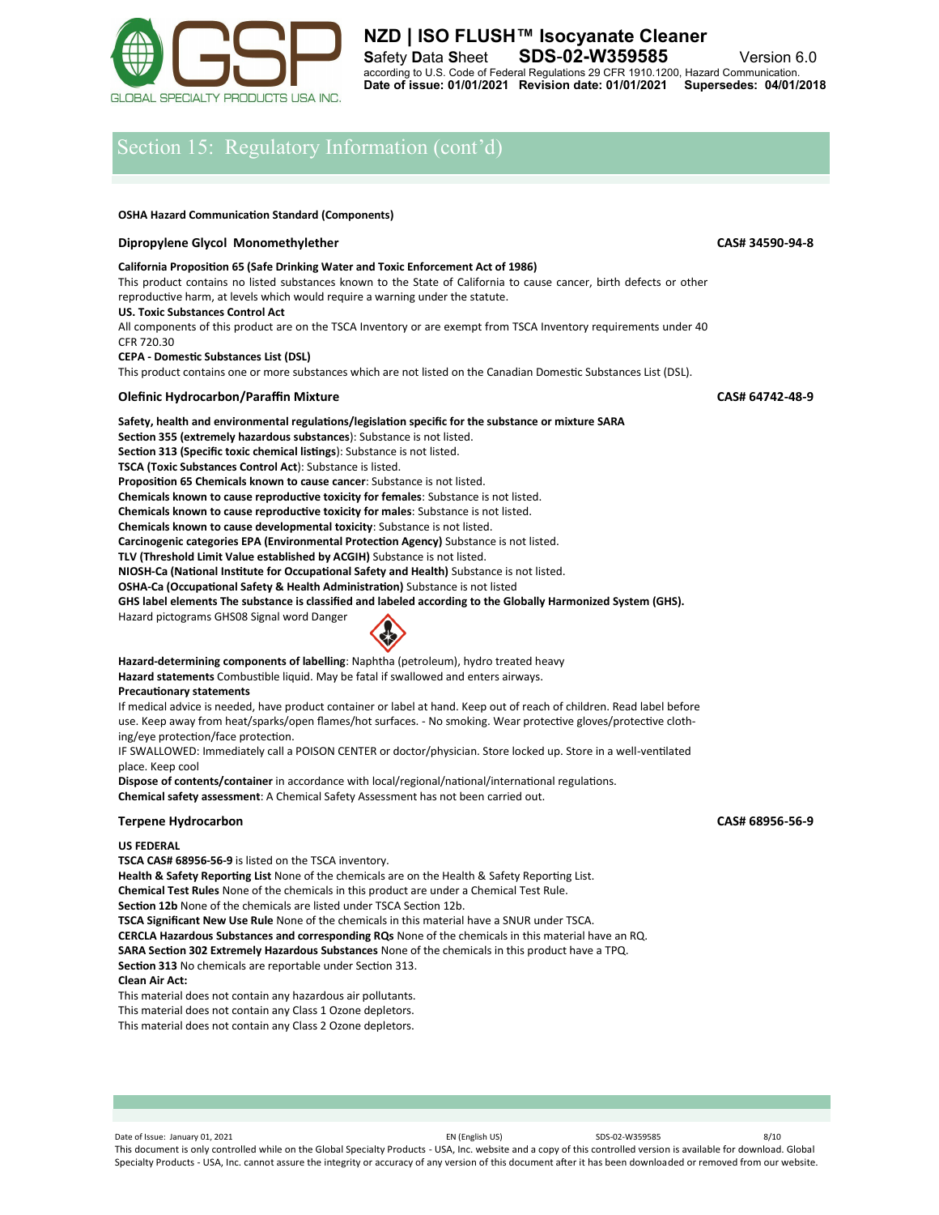## Section 15: Regulatory Information (cont'd)

**OSHA Hazard Communication Standard (Components)**

### Dipropylene Glycol Monomethylether — CAS# 34590-94-8

**California Proposition 65 (Safe Drinking Water and Toxic Enforcement Act of 1986)**
This product contains no listed substances known to the State of California to cause cancer, birth defects or other reproductive harm, at levels which would require a warning under the statute.
**US. Toxic Substances Control Act**
All components of this product are on the TSCA Inventory or are exempt from TSCA Inventory requirements under 40 CFR 720.30
**CEPA - Domestic Substances List (DSL)**
This product contains one or more substances which are not listed on the Canadian Domestic Substances List (DSL).

### Olefinic Hydrocarbon/Paraffin Mixture — CAS# 64742-48-9

**Safety, health and environmental regulations/legislation specific for the substance or mixture SARA**
**Section 355 (extremely hazardous substances)**: Substance is not listed.
**Section 313 (Specific toxic chemical listings)**: Substance is not listed.
**TSCA (Toxic Substances Control Act)**: Substance is listed.
**Proposition 65 Chemicals known to cause cancer**: Substance is not listed.
**Chemicals known to cause reproductive toxicity for females**: Substance is not listed.
**Chemicals known to cause reproductive toxicity for males**: Substance is not listed.
**Chemicals known to cause developmental toxicity**: Substance is not listed.
**Carcinogenic categories EPA (Environmental Protection Agency)** Substance is not listed.
**TLV (Threshold Limit Value established by ACGIH)** Substance is not listed.
**NIOSH-Ca (National Institute for Occupational Safety and Health)** Substance is not listed.
**OSHA-Ca (Occupational Safety & Health Administration)** Substance is not listed
**GHS label elements The substance is classified and labeled according to the Globally Harmonized System (GHS).**
Hazard pictograms GHS08 Signal word Danger

**Hazard-determining components of labelling**: Naphtha (petroleum), hydro treated heavy
**Hazard statements** Combustible liquid. May be fatal if swallowed and enters airways.
**Precautionary statements**
If medical advice is needed, have product container or label at hand. Keep out of reach of children. Read label before use. Keep away from heat/sparks/open flames/hot surfaces. - No smoking. Wear protective gloves/protective clothing/eye protection/face protection.
IF SWALLOWED: Immediately call a POISON CENTER or doctor/physician. Store locked up. Store in a well-ventilated place. Keep cool
**Dispose of contents/container** in accordance with local/regional/national/international regulations.
**Chemical safety assessment**: A Chemical Safety Assessment has not been carried out.

### Terpene Hydrocarbon — CAS# 68956-56-9

**US FEDERAL**
**TSCA CAS# 68956-56-9** is listed on the TSCA inventory.
**Health & Safety Reporting List** None of the chemicals are on the Health & Safety Reporting List.
**Chemical Test Rules** None of the chemicals in this product are under a Chemical Test Rule.
**Section 12b** None of the chemicals are listed under TSCA Section 12b.
**TSCA Significant New Use Rule** None of the chemicals in this material have a SNUR under TSCA.
**CERCLA Hazardous Substances and corresponding RQs** None of the chemicals in this material have an RQ.
**SARA Section 302 Extremely Hazardous Substances** None of the chemicals in this product have a TPQ.
**Section 313** No chemicals are reportable under Section 313.
**Clean Air Act:**
This material does not contain any hazardous air pollutants.
This material does not contain any Class 1 Ozone depletors.
This material does not contain any Class 2 Ozone depletors.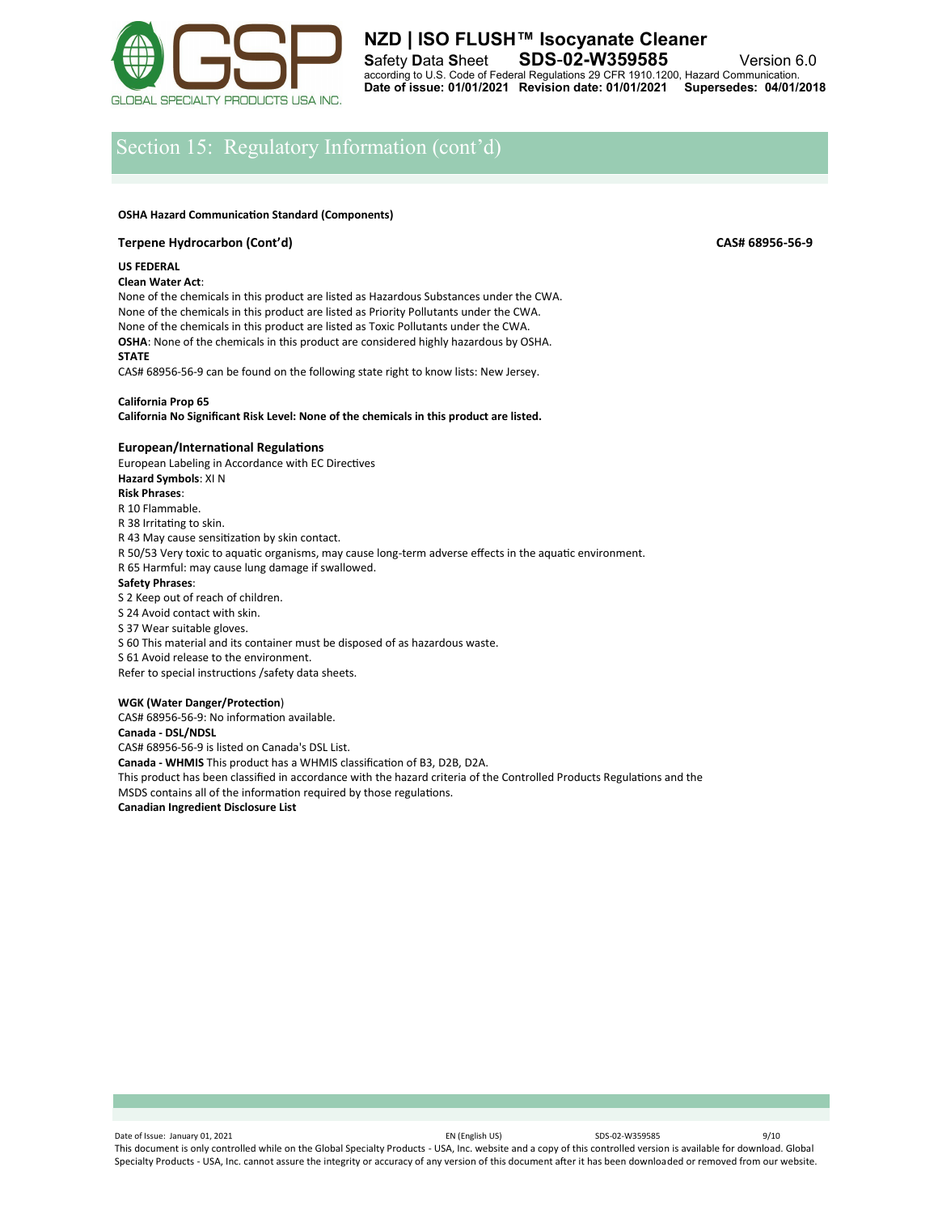## Section 15: Regulatory Information (cont'd)

**OSHA Hazard Communication Standard (Components)**

**Terpene Hydrocarbon (Cont'd)** **CAS# 68956-56-9**

**US FEDERAL**

**Clean Water Act**:

None of the chemicals in this product are listed as Hazardous Substances under the CWA.
None of the chemicals in this product are listed as Priority Pollutants under the CWA.
None of the chemicals in this product are listed as Toxic Pollutants under the CWA.
**OSHA**: None of the chemicals in this product are considered highly hazardous by OSHA.

**STATE**

CAS# 68956-56-9 can be found on the following state right to know lists: New Jersey.

**California Prop 65**

**California No Significant Risk Level: None of the chemicals in this product are listed.**

**European/International Regulations**

European Labeling in Accordance with EC Directives

**Hazard Symbols**: XI N

**Risk Phrases**:

R 10 Flammable.
R 38 Irritating to skin.
R 43 May cause sensitization by skin contact.
R 50/53 Very toxic to aquatic organisms, may cause long-term adverse effects in the aquatic environment.
R 65 Harmful: may cause lung damage if swallowed.

**Safety Phrases**:

S 2 Keep out of reach of children.
S 24 Avoid contact with skin.
S 37 Wear suitable gloves.
S 60 This material and its container must be disposed of as hazardous waste.
S 61 Avoid release to the environment.
Refer to special instructions /safety data sheets.

**WGK (Water Danger/Protection**)

CAS# 68956-56-9: No information available.

**Canada - DSL/NDSL**

CAS# 68956-56-9 is listed on Canada's DSL List.

**Canada - WHMIS** This product has a WHMIS classification of B3, D2B, D2A.

This product has been classified in accordance with the hazard criteria of the Controlled Products Regulations and the MSDS contains all of the information required by those regulations.

**Canadian Ingredient Disclosure List**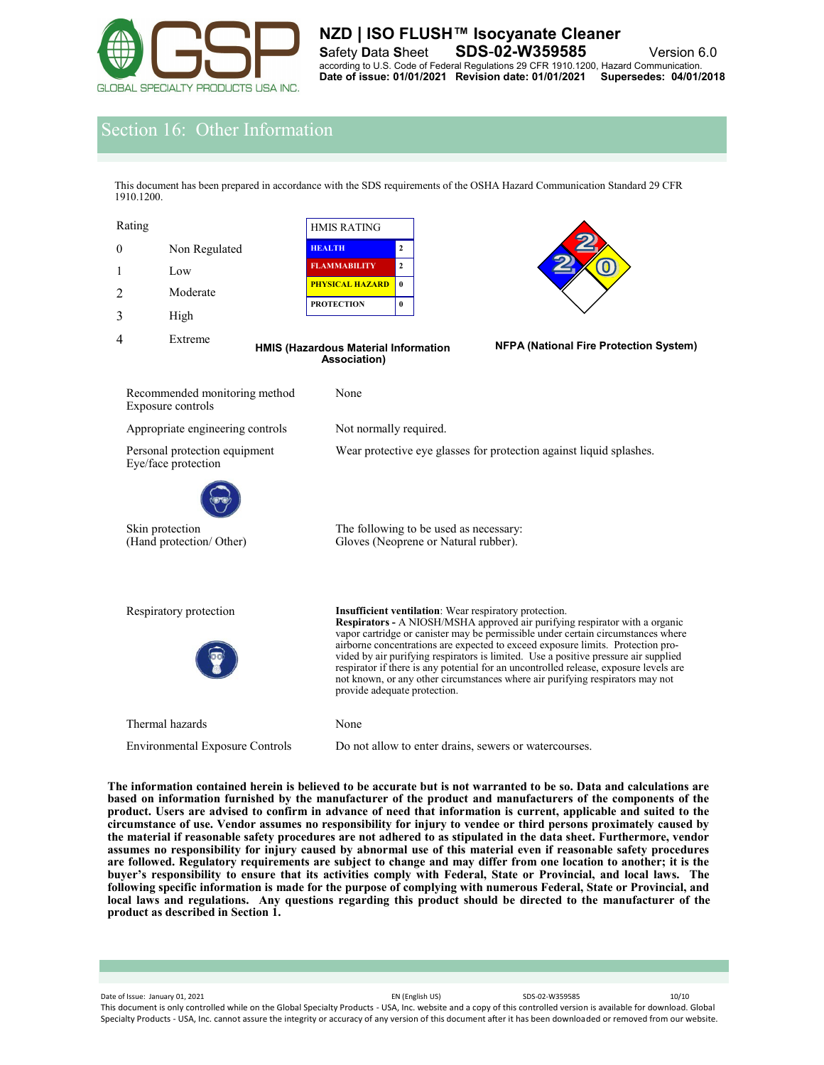# Section 16: Other Information

This document has been prepared in accordance with the SDS requirements of the OSHA Hazard Communication Standard 29 CFR 1910.1200.

| Rating | |
|---|---|
| 0 | Non Regulated |
| 1 | Low |
| 2 | Moderate |
| 3 | High |
| 4 | Extreme |

| HMIS RATING | |
|---|---|
| HEALTH | 2 |
| FLAMMABILITY | 2 |
| PHYSICAL HAZARD | 0 |
| PROTECTION | 0 |

**HMIS (Hazardous Material Information Association)**

2
2 0

**NFPA (National Fire Protection System)**

| | |
|---|---|
| Recommended monitoring method<br>Exposure controls | None |
| Appropriate engineering controls | Not normally required. |
| Personal protection equipment<br>Eye/face protection | Wear protective eye glasses for protection against liquid splashes. |
| Skin protection<br>(Hand protection/ Other) | The following to be used as necessary:<br>Gloves (Neoprene or Natural rubber). |
| Respiratory protection | **Insufficient ventilation**: Wear respiratory protection.<br>**Respirators -** A NIOSH/MSHA approved air purifying respirator with a organic vapor cartridge or canister may be permissible under certain circumstances where airborne concentrations are expected to exceed exposure limits. Protection provided by air purifying respirators is limited. Use a positive pressure air supplied respirator if there is any potential for an uncontrolled release, exposure levels are not known, or any other circumstances where air purifying respirators may not provide adequate protection. |
| Thermal hazards | None |
| Environmental Exposure Controls | Do not allow to enter drains, sewers or watercourses. |

**The information contained herein is believed to be accurate but is not warranted to be so. Data and calculations are based on information furnished by the manufacturer of the product and manufacturers of the components of the product. Users are advised to confirm in advance of need that information is current, applicable and suited to the circumstance of use. Vendor assumes no responsibility for injury to vendee or third persons proximately caused by the material if reasonable safety procedures are not adhered to as stipulated in the data sheet. Furthermore, vendor assumes no responsibility for injury caused by abnormal use of this material even if reasonable safety procedures are followed. Regulatory requirements are subject to change and may differ from one location to another; it is the buyer's responsibility to ensure that its activities comply with Federal, State or Provincial, and local laws. The following specific information is made for the purpose of complying with numerous Federal, State or Provincial, and local laws and regulations. Any questions regarding this product should be directed to the manufacturer of the product as described in Section 1.**